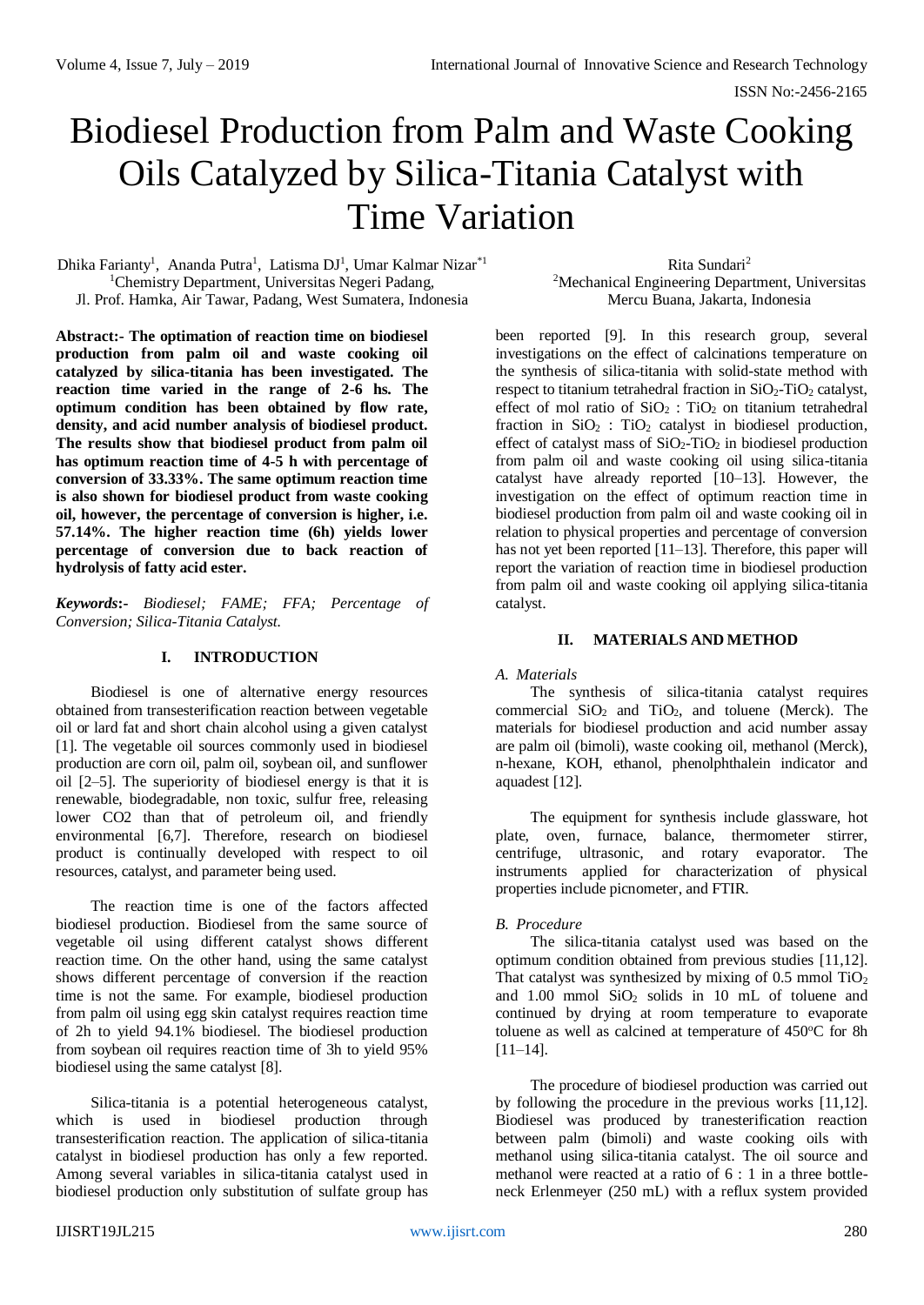# Biodiesel Production from Palm and Waste Cooking Oils Catalyzed by Silica-Titania Catalyst with Time Variation

Dhika Farianty[1], Ananda Putra[1], Latisma DJ[1], Umar Kalmar Nizar[*1]
[1]Chemistry Department, Universitas Negeri Padang,
Jl. Prof. Hamka, Air Tawar, Padang, West Sumatera, Indonesia

Rita Sundari[2]
[2]Mechanical Engineering Department, Universitas Mercu Buana, Jakarta, Indonesia

**Abstract:- The optimation of reaction time on biodiesel production from palm oil and waste cooking oil catalyzed by silica-titania has been investigated. The reaction time varied in the range of 2-6 hs. The optimum condition has been obtained by flow rate, density, and acid number analysis of biodiesel product. The results show that biodiesel product from palm oil has optimum reaction time of 4-5 h with percentage of conversion of 33.33%. The same optimum reaction time is also shown for biodiesel product from waste cooking oil, however, the percentage of conversion is higher, i.e. 57.14%. The higher reaction time (6h) yields lower percentage of conversion due to back reaction of hydrolysis of fatty acid ester.**

***Keywords*:-** *Biodiesel; FAME; FFA; Percentage of Conversion; Silica-Titania Catalyst.*

## I. INTRODUCTION

Biodiesel is one of alternative energy resources obtained from transesterification reaction between vegetable oil or lard fat and short chain alcohol using a given catalyst [1]. The vegetable oil sources commonly used in biodiesel production are corn oil, palm oil, soybean oil, and sunflower oil [2–5]. The superiority of biodiesel energy is that it is renewable, biodegradable, non toxic, sulfur free, releasing lower CO2 than that of petroleum oil, and friendly environmental [6,7]. Therefore, research on biodiesel product is continually developed with respect to oil resources, catalyst, and parameter being used.

The reaction time is one of the factors affected biodiesel production. Biodiesel from the same source of vegetable oil using different catalyst shows different reaction time. On the other hand, using the same catalyst shows different percentage of conversion if the reaction time is not the same. For example, biodiesel production from palm oil using egg skin catalyst requires reaction time of 2h to yield 94.1% biodiesel. The biodiesel production from soybean oil requires reaction time of 3h to yield 95% biodiesel using the same catalyst [8].

Silica-titania is a potential heterogeneous catalyst, which is used in biodiesel production through transesterification reaction. The application of silica-titania catalyst in biodiesel production has only a few reported. Among several variables in silica-titania catalyst used in biodiesel production only substitution of sulfate group has been reported [9]. In this research group, several investigations on the effect of calcinations temperature on the synthesis of silica-titania with solid-state method with respect to titanium tetrahedral fraction in $SiO_2$-$TiO_2$ catalyst, effect of mol ratio of $SiO_2$ : $TiO_2$ on titanium tetrahedral fraction in $SiO_2$ : $TiO_2$ catalyst in biodiesel production, effect of catalyst mass of $SiO_2$-$TiO_2$ in biodiesel production from palm oil and waste cooking oil using silica-titania catalyst have already reported [10–13]. However, the investigation on the effect of optimum reaction time in biodiesel production from palm oil and waste cooking oil in relation to physical properties and percentage of conversion has not yet been reported [11–13]. Therefore, this paper will report the variation of reaction time in biodiesel production from palm oil and waste cooking oil applying silica-titania catalyst.

## II. MATERIALS AND METHOD

### *A. Materials*

The synthesis of silica-titania catalyst requires commercial $SiO_2$ and $TiO_2$, and toluene (Merck). The materials for biodiesel production and acid number assay are palm oil (bimoli), waste cooking oil, methanol (Merck), n-hexane, KOH, ethanol, phenolphthalein indicator and aquadest [12].

The equipment for synthesis include glassware, hot plate, oven, furnace, balance, thermometer stirrer, centrifuge, ultrasonic, and rotary evaporator. The instruments applied for characterization of physical properties include picnometer, and FTIR.

### *B. Procedure*

The silica-titania catalyst used was based on the optimum condition obtained from previous studies [11,12]. That catalyst was synthesized by mixing of 0.5 mmol $TiO_2$ and 1.00 mmol $SiO_2$ solids in 10 mL of toluene and continued by drying at room temperature to evaporate toluene as well as calcined at temperature of 450°C for 8h [11–14].

The procedure of biodiesel production was carried out by following the procedure in the previous works [11,12]. Biodiesel was produced by tranesterification reaction between palm (bimoli) and waste cooking oils with methanol using silica-titania catalyst. The oil source and methanol were reacted at a ratio of 6 : 1 in a three bottle-neck Erlenmeyer (250 mL) with a reflux system provided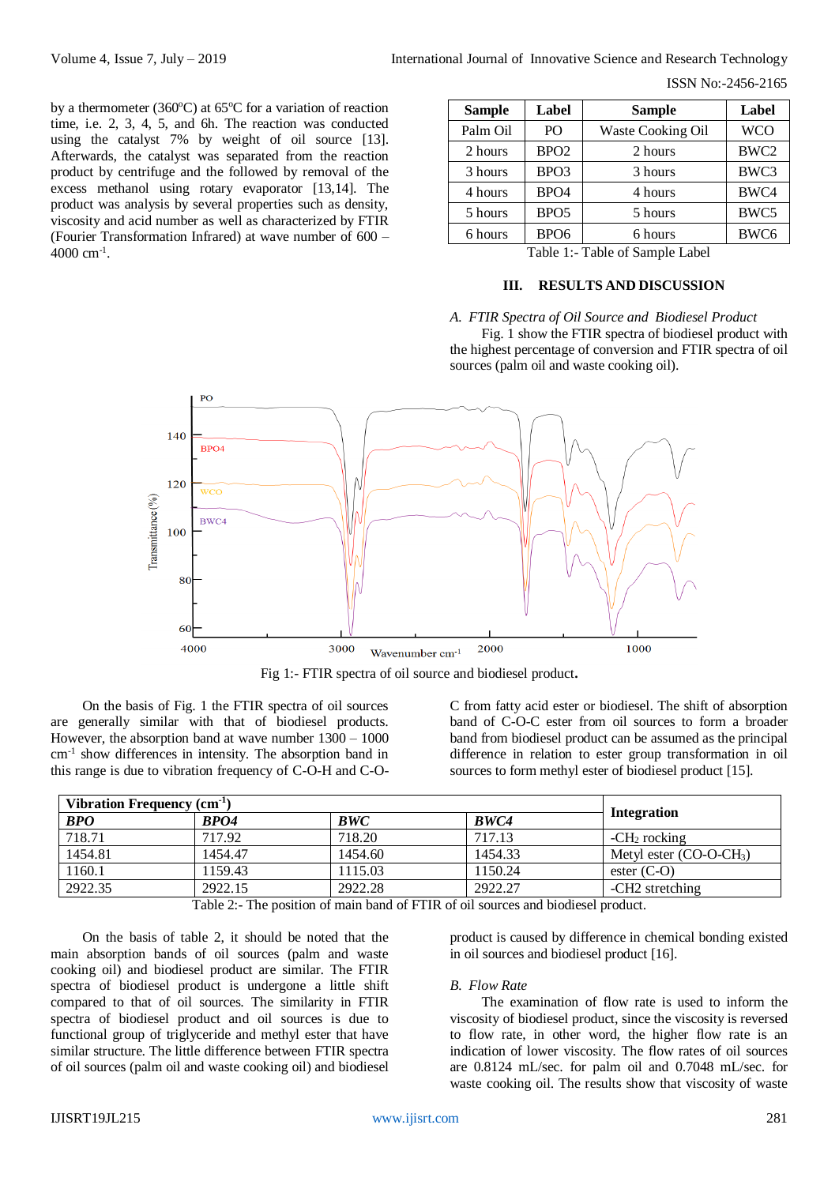by a thermometer (360ºC) at 65ºC for a variation of reaction time, i.e. 2, 3, 4, 5, and 6h. The reaction was conducted using the catalyst 7% by weight of oil source [13]. Afterwards, the catalyst was separated from the reaction product by centrifuge and the followed by removal of the excess methanol using rotary evaporator [13,14]. The product was analysis by several properties such as density, viscosity and acid number as well as characterized by FTIR (Fourier Transformation Infrared) at wave number of 600 – 4000 cm$^{-1}$.

| Sample | Label | Sample | Label |
|---|---|---|---|
| Palm Oil | PO | Waste Cooking Oil | WCO |
| 2 hours | BPO2 | 2 hours | BWC2 |
| 3 hours | BPO3 | 3 hours | BWC3 |
| 4 hours | BPO4 | 4 hours | BWC4 |
| 5 hours | BPO5 | 5 hours | BWC5 |
| 6 hours | BPO6 | 6 hours | BWC6 |

Table 1:- Table of Sample Label

## III. RESULTS AND DISCUSSION

### *A. FTIR Spectra of Oil Source and Biodiesel Product*

Fig. 1 show the FTIR spectra of biodiesel product with the highest percentage of conversion and FTIR spectra of oil sources (palm oil and waste cooking oil).

Fig 1:- FTIR spectra of oil source and biodiesel product.

On the basis of Fig. 1 the FTIR spectra of oil sources are generally similar with that of biodiesel products. However, the absorption band at wave number 1300 – 1000 cm$^{-1}$ show differences in intensity. The absorption band in this range is due to vibration frequency of C-O-H and C-O-C from fatty acid ester or biodiesel. The shift of absorption band of C-O-C ester from oil sources to form a broader band from biodiesel product can be assumed as the principal difference in relation to ester group transformation in oil sources to form methyl ester of biodiesel product [15].

| Vibration Frequency (cm$^{-1}$) | | | | Integration |
|---|---|---|---|---|
| ***BPO*** | ***BPO4*** | ***BWC*** | ***BWC4*** | |
| 718.71 | 717.92 | 718.20 | 717.13 | -$CH_2$ rocking |
| 1454.81 | 1454.47 | 1454.60 | 1454.33 | Metyl ester (CO-O-$CH_3$) |
| 1160.1 | 1159.43 | 1115.03 | 1150.24 | ester (C-O) |
| 2922.35 | 2922.15 | 2922.28 | 2922.27 | -CH2 stretching |

Table 2:- The position of main band of FTIR of oil sources and biodiesel product.

On the basis of table 2, it should be noted that the main absorption bands of oil sources (palm and waste cooking oil) and biodiesel product are similar. The FTIR spectra of biodiesel product is undergone a little shift compared to that of oil sources. The similarity in FTIR spectra of biodiesel product and oil sources is due to functional group of triglyceride and methyl ester that have similar structure. The little difference between FTIR spectra of oil sources (palm oil and waste cooking oil) and biodiesel product is caused by difference in chemical bonding existed in oil sources and biodiesel product [16].

### *B. Flow Rate*

The examination of flow rate is used to inform the viscosity of biodiesel product, since the viscosity is reversed to flow rate, in other word, the higher flow rate is an indication of lower viscosity. The flow rates of oil sources are 0.8124 mL/sec. for palm oil and 0.7048 mL/sec. for waste cooking oil. The results show that viscosity of waste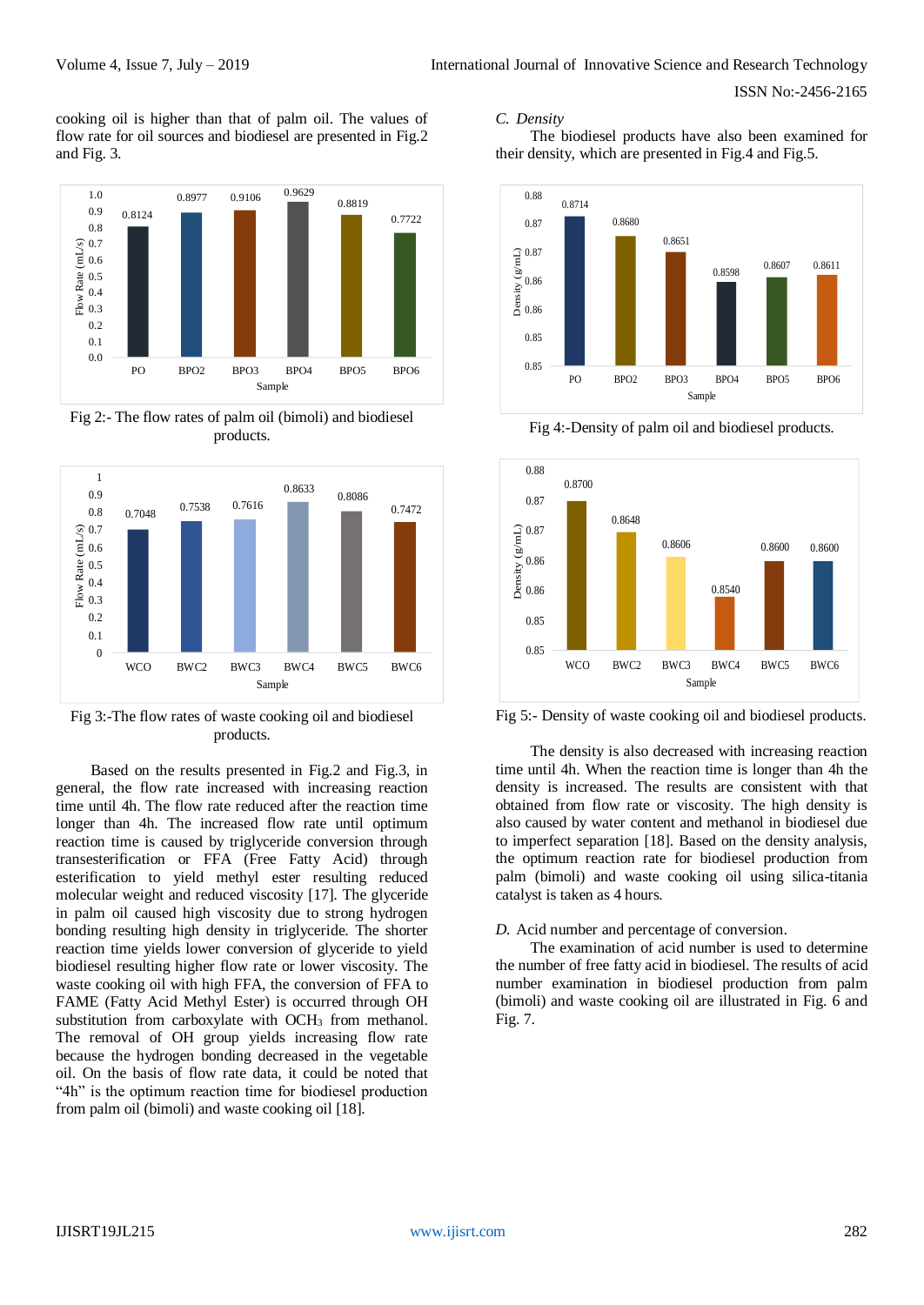cooking oil is higher than that of palm oil. The values of flow rate for oil sources and biodiesel are presented in Fig.2 and Fig. 3.

Fig 2:- The flow rates of palm oil (bimoli) and biodiesel products.

Fig 3:-The flow rates of waste cooking oil and biodiesel products.

Based on the results presented in Fig.2 and Fig.3, in general, the flow rate increased with increasing reaction time until 4h. The flow rate reduced after the reaction time longer than 4h. The increased flow rate until optimum reaction time is caused by triglyceride conversion through transesterification or FFA (Free Fatty Acid) through esterification to yield methyl ester resulting reduced molecular weight and reduced viscosity [17]. The glyceride in palm oil caused high viscosity due to strong hydrogen bonding resulting high density in triglyceride. The shorter reaction time yields lower conversion of glyceride to yield biodiesel resulting higher flow rate or lower viscosity. The waste cooking oil with high FFA, the conversion of FFA to FAME (Fatty Acid Methyl Ester) is occurred through OH substitution from carboxylate with $OCH_3$ from methanol. The removal of OH group yields increasing flow rate because the hydrogen bonding decreased in the vegetable oil. On the basis of flow rate data, it could be noted that "4h" is the optimum reaction time for biodiesel production from palm oil (bimoli) and waste cooking oil [18].

### *C. Density*

The biodiesel products have also been examined for their density, which are presented in Fig.4 and Fig.5.

Fig 4:-Density of palm oil and biodiesel products.

Fig 5:- Density of waste cooking oil and biodiesel products.

The density is also decreased with increasing reaction time until 4h. When the reaction time is longer than 4h the density is increased. The results are consistent with that obtained from flow rate or viscosity. The high density is also caused by water content and methanol in biodiesel due to imperfect separation [18]. Based on the density analysis, the optimum reaction rate for biodiesel production from palm (bimoli) and waste cooking oil using silica-titania catalyst is taken as 4 hours.

### *D.* Acid number and percentage of conversion.

The examination of acid number is used to determine the number of free fatty acid in biodiesel. The results of acid number examination in biodiesel production from palm (bimoli) and waste cooking oil are illustrated in Fig. 6 and Fig. 7.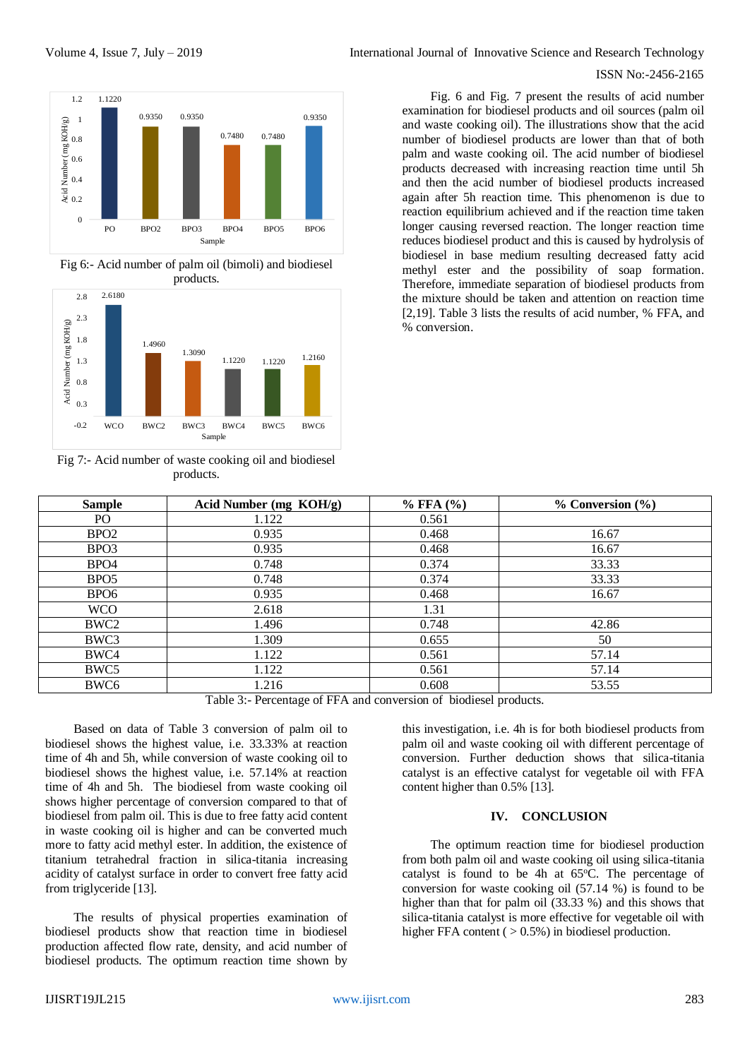Fig 6:- Acid number of palm oil (bimoli) and biodiesel products.

Fig 7:- Acid number of waste cooking oil and biodiesel products.

Fig. 6 and Fig. 7 present the results of acid number examination for biodiesel products and oil sources (palm oil and waste cooking oil). The illustrations show that the acid number of biodiesel products are lower than that of both palm and waste cooking oil. The acid number of biodiesel products decreased with increasing reaction time until 5h and then the acid number of biodiesel products increased again after 5h reaction time. This phenomenon is due to reaction equilibrium achieved and if the reaction time taken longer causing reversed reaction. The longer reaction time reduces biodiesel product and this is caused by hydrolysis of biodiesel in base medium resulting decreased fatty acid methyl ester and the possibility of soap formation. Therefore, immediate separation of biodiesel products from the mixture should be taken and attention on reaction time [2,19]. Table 3 lists the results of acid number, % FFA, and % conversion.

| Sample | Acid Number (mg KOH/g) | % FFA (%) | % Conversion (%) |
|---|---|---|---|
| PO | 1.122 | 0.561 | |
| BPO2 | 0.935 | 0.468 | 16.67 |
| BPO3 | 0.935 | 0.468 | 16.67 |
| BPO4 | 0.748 | 0.374 | 33.33 |
| BPO5 | 0.748 | 0.374 | 33.33 |
| BPO6 | 0.935 | 0.468 | 16.67 |
| WCO | 2.618 | 1.31 | |
| BWC2 | 1.496 | 0.748 | 42.86 |
| BWC3 | 1.309 | 0.655 | 50 |
| BWC4 | 1.122 | 0.561 | 57.14 |
| BWC5 | 1.122 | 0.561 | 57.14 |
| BWC6 | 1.216 | 0.608 | 53.55 |

Table 3:- Percentage of FFA and conversion of biodiesel products.

Based on data of Table 3 conversion of palm oil to biodiesel shows the highest value, i.e. 33.33% at reaction time of 4h and 5h, while conversion of waste cooking oil to biodiesel shows the highest value, i.e. 57.14% at reaction time of 4h and 5h. The biodiesel from waste cooking oil shows higher percentage of conversion compared to that of biodiesel from palm oil. This is due to free fatty acid content in waste cooking oil is higher and can be converted much more to fatty acid methyl ester. In addition, the existence of titanium tetrahedral fraction in silica-titania increasing acidity of catalyst surface in order to convert free fatty acid from triglyceride [13].

The results of physical properties examination of biodiesel products show that reaction time in biodiesel production affected flow rate, density, and acid number of biodiesel products. The optimum reaction time shown by this investigation, i.e. 4h is for both biodiesel products from palm oil and waste cooking oil with different percentage of conversion. Further deduction shows that silica-titania catalyst is an effective catalyst for vegetable oil with FFA content higher than 0.5% [13].

## IV. CONCLUSION

The optimum reaction time for biodiesel production from both palm oil and waste cooking oil using silica-titania catalyst is found to be 4h at 65$^{o}$C. The percentage of conversion for waste cooking oil (57.14 %) is found to be higher than that for palm oil (33.33 %) and this shows that silica-titania catalyst is more effective for vegetable oil with higher FFA content ( > 0.5%) in biodiesel production.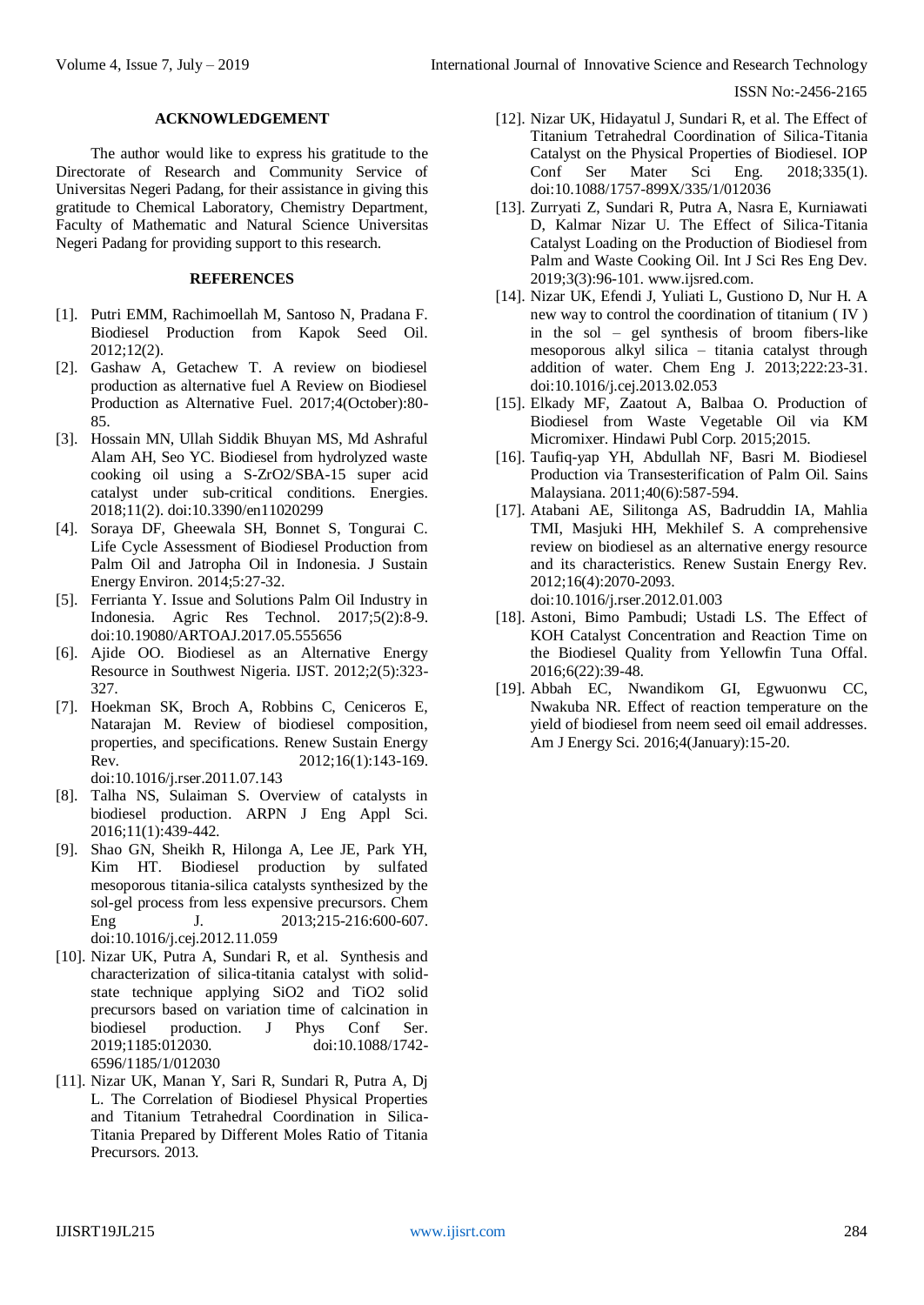## ACKNOWLEDGEMENT

The author would like to express his gratitude to the Directorate of Research and Community Service of Universitas Negeri Padang, for their assistance in giving this gratitude to Chemical Laboratory, Chemistry Department, Faculty of Mathematic and Natural Science Universitas Negeri Padang for providing support to this research.

## REFERENCES

[1]. Putri EMM, Rachimoellah M, Santoso N, Pradana F. Biodiesel Production from Kapok Seed Oil. 2012;12(2).

[2]. Gashaw A, Getachew T. A review on biodiesel production as alternative fuel A Review on Biodiesel Production as Alternative Fuel. 2017;4(October):80-85.

[3]. Hossain MN, Ullah Siddik Bhuyan MS, Md Ashraful Alam AH, Seo YC. Biodiesel from hydrolyzed waste cooking oil using a S-ZrO2/SBA-15 super acid catalyst under sub-critical conditions. Energies. 2018;11(2). doi:10.3390/en11020299

[4]. Soraya DF, Gheewala SH, Bonnet S, Tongurai C. Life Cycle Assessment of Biodiesel Production from Palm Oil and Jatropha Oil in Indonesia. J Sustain Energy Environ. 2014;5:27-32.

[5]. Ferrianta Y. Issue and Solutions Palm Oil Industry in Indonesia. Agric Res Technol. 2017;5(2):8-9. doi:10.19080/ARTOAJ.2017.05.555656

[6]. Ajide OO. Biodiesel as an Alternative Energy Resource in Southwest Nigeria. IJST. 2012;2(5):323-327.

[7]. Hoekman SK, Broch A, Robbins C, Ceniceros E, Natarajan M. Review of biodiesel composition, properties, and specifications. Renew Sustain Energy Rev. 2012;16(1):143-169. doi:10.1016/j.rser.2011.07.143

[8]. Talha NS, Sulaiman S. Overview of catalysts in biodiesel production. ARPN J Eng Appl Sci. 2016;11(1):439-442.

[9]. Shao GN, Sheikh R, Hilonga A, Lee JE, Park YH, Kim HT. Biodiesel production by sulfated mesoporous titania-silica catalysts synthesized by the sol-gel process from less expensive precursors. Chem Eng J. 2013;215-216:600-607. doi:10.1016/j.cej.2012.11.059

[10]. Nizar UK, Putra A, Sundari R, et al. Synthesis and characterization of silica-titania catalyst with solid-state technique applying SiO2 and TiO2 solid precursors based on variation time of calcination in biodiesel production. J Phys Conf Ser. 2019;1185:012030. doi:10.1088/1742-6596/1185/1/012030

[11]. Nizar UK, Manan Y, Sari R, Sundari R, Putra A, Dj L. The Correlation of Biodiesel Physical Properties and Titanium Tetrahedral Coordination in Silica-Titania Prepared by Different Moles Ratio of Titania Precursors. 2013.

[12]. Nizar UK, Hidayatul J, Sundari R, et al. The Effect of Titanium Tetrahedral Coordination of Silica-Titania Catalyst on the Physical Properties of Biodiesel. IOP Conf Ser Mater Sci Eng. 2018;335(1). doi:10.1088/1757-899X/335/1/012036

[13]. Zurryati Z, Sundari R, Putra A, Nasra E, Kurniawati D, Kalmar Nizar U. The Effect of Silica-Titania Catalyst Loading on the Production of Biodiesel from Palm and Waste Cooking Oil. Int J Sci Res Eng Dev. 2019;3(3):96-101. www.ijsred.com.

[14]. Nizar UK, Efendi J, Yuliati L, Gustiono D, Nur H. A new way to control the coordination of titanium ( IV ) in the sol – gel synthesis of broom fibers-like mesoporous alkyl silica – titania catalyst through addition of water. Chem Eng J. 2013;222:23-31. doi:10.1016/j.cej.2013.02.053

[15]. Elkady MF, Zaatout A, Balbaa O. Production of Biodiesel from Waste Vegetable Oil via KM Micromixer. Hindawi Publ Corp. 2015;2015.

[16]. Taufiq-yap YH, Abdullah NF, Basri M. Biodiesel Production via Transesterification of Palm Oil. Sains Malaysiana. 2011;40(6):587-594.

[17]. Atabani AE, Silitonga AS, Badruddin IA, Mahlia TMI, Masjuki HH, Mekhilef S. A comprehensive review on biodiesel as an alternative energy resource and its characteristics. Renew Sustain Energy Rev. 2012;16(4):2070-2093. doi:10.1016/j.rser.2012.01.003

[18]. Astoni, Bimo Pambudi; Ustadi LS. The Effect of KOH Catalyst Concentration and Reaction Time on the Biodiesel Quality from Yellowfin Tuna Offal. 2016;6(22):39-48.

[19]. Abbah EC, Nwandikom GI, Egwuonwu CC, Nwakuba NR. Effect of reaction temperature on the yield of biodiesel from neem seed oil email addresses. Am J Energy Sci. 2016;4(January):15-20.